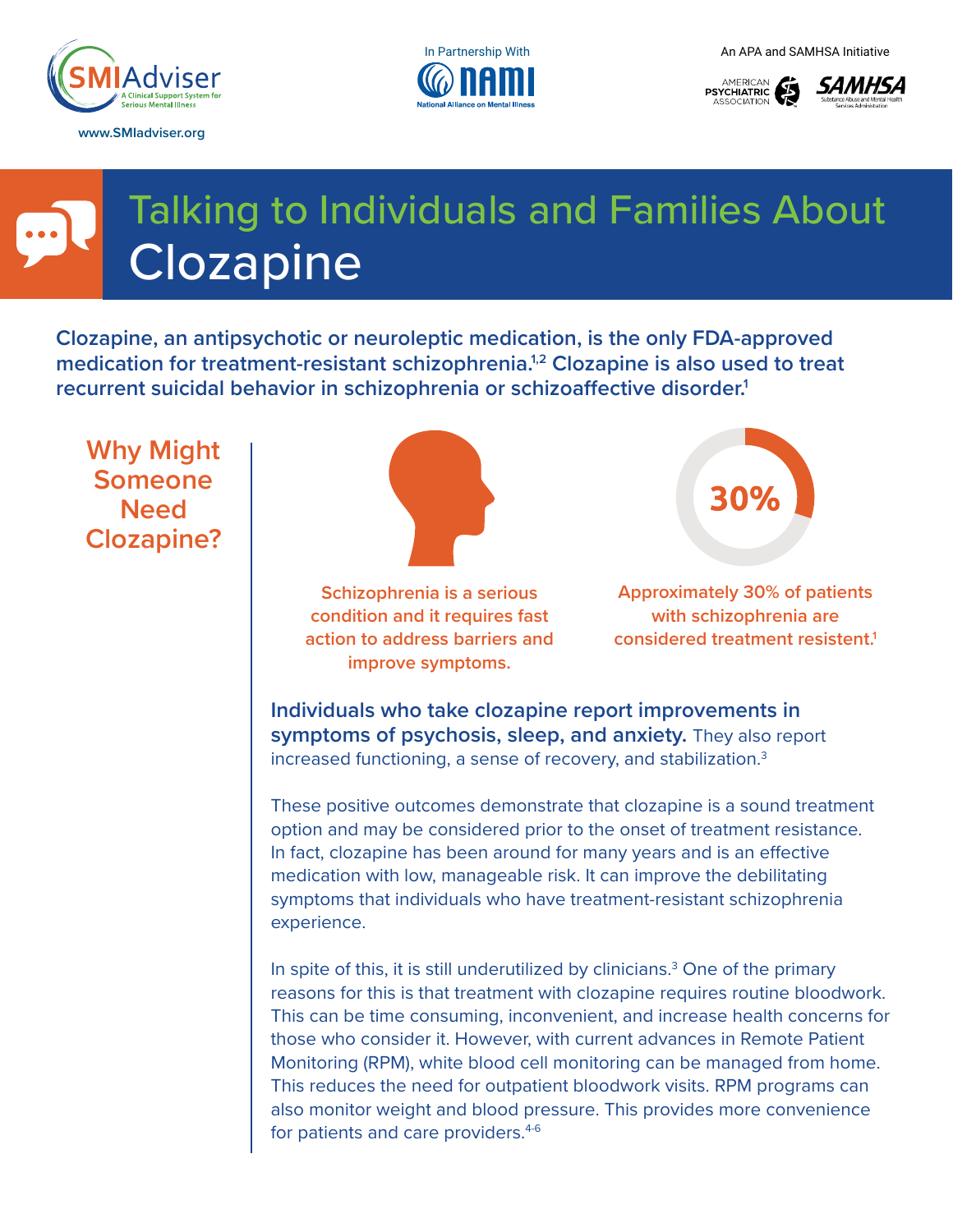SMIAdviser — A Clinical Support System for Serious Mental Illness

www.SMIadviser.org

In Partnership With NAMI National Alliance on Mental Illness

An APA and SAMHSA Initiative

# Talking to Individuals and Families About Clozapine

**Clozapine, an antipsychotic or neuroleptic medication, is the only FDA-approved medication for treatment-resistant schizophrenia.[1,2] Clozapine is also used to treat recurrent suicidal behavior in schizophrenia or schizoaffective disorder.[1]**

## Why Might Someone Need Clozapine?

**Schizophrenia is a serious condition and it requires fast action to address barriers and improve symptoms.**

**30%**

**Approximately 30% of patients with schizophrenia are considered treatment resistent.[1]**

**Individuals who take clozapine report improvements in symptoms of psychosis, sleep, and anxiety.** They also report increased functioning, a sense of recovery, and stabilization.[3]

These positive outcomes demonstrate that clozapine is a sound treatment option and may be considered prior to the onset of treatment resistance. In fact, clozapine has been around for many years and is an effective medication with low, manageable risk. It can improve the debilitating symptoms that individuals who have treatment-resistant schizophrenia experience.

In spite of this, it is still underutilized by clinicians.[3] One of the primary reasons for this is that treatment with clozapine requires routine bloodwork. This can be time consuming, inconvenient, and increase health concerns for those who consider it. However, with current advances in Remote Patient Monitoring (RPM), white blood cell monitoring can be managed from home. This reduces the need for outpatient bloodwork visits. RPM programs can also monitor weight and blood pressure. This provides more convenience for patients and care providers.[4-6]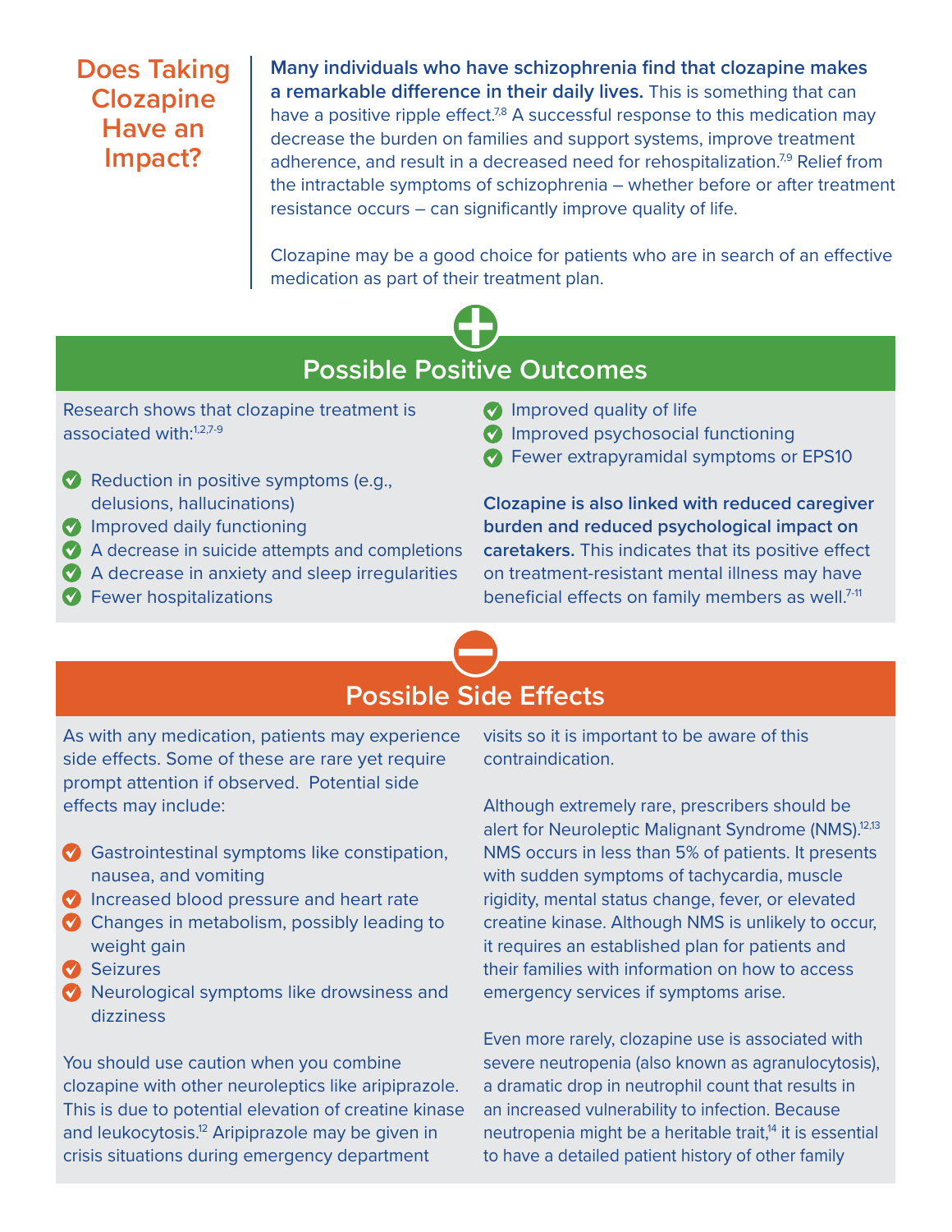## Does Taking Clozapine Have an Impact?

**Many individuals who have schizophrenia find that clozapine makes a remarkable difference in their daily lives.** This is something that can have a positive ripple effect.[7,8] A successful response to this medication may decrease the burden on families and support systems, improve treatment adherence, and result in a decreased need for rehospitalization.[7,9] Relief from the intractable symptoms of schizophrenia – whether before or after treatment resistance occurs – can significantly improve quality of life.

Clozapine may be a good choice for patients who are in search of an effective medication as part of their treatment plan.

## Possible Positive Outcomes

Research shows that clozapine treatment is associated with:[1,2,7-9]

- Reduction in positive symptoms (e.g., delusions, hallucinations)
- Improved daily functioning
- A decrease in suicide attempts and completions
- A decrease in anxiety and sleep irregularities
- Fewer hospitalizations
- Improved quality of life
- Improved psychosocial functioning
- Fewer extrapyramidal symptoms or EPS10

**Clozapine is also linked with reduced caregiver burden and reduced psychological impact on caretakers.** This indicates that its positive effect on treatment-resistant mental illness may have beneficial effects on family members as well.[7-11]

## Possible Side Effects

As with any medication, patients may experience side effects. Some of these are rare yet require prompt attention if observed. Potential side effects may include:

- Gastrointestinal symptoms like constipation, nausea, and vomiting
- Increased blood pressure and heart rate
- Changes in metabolism, possibly leading to weight gain
- Seizures
- Neurological symptoms like drowsiness and dizziness

You should use caution when you combine clozapine with other neuroleptics like aripiprazole. This is due to potential elevation of creatine kinase and leukocytosis.[12] Aripiprazole may be given in crisis situations during emergency department visits so it is important to be aware of this contraindication.

Although extremely rare, prescribers should be alert for Neuroleptic Malignant Syndrome (NMS).[12,13] NMS occurs in less than 5% of patients. It presents with sudden symptoms of tachycardia, muscle rigidity, mental status change, fever, or elevated creatine kinase. Although NMS is unlikely to occur, it requires an established plan for patients and their families with information on how to access emergency services if symptoms arise.

Even more rarely, clozapine use is associated with severe neutropenia (also known as agranulocytosis), a dramatic drop in neutrophil count that results in an increased vulnerability to infection. Because neutropenia might be a heritable trait,[14] it is essential to have a detailed patient history of other family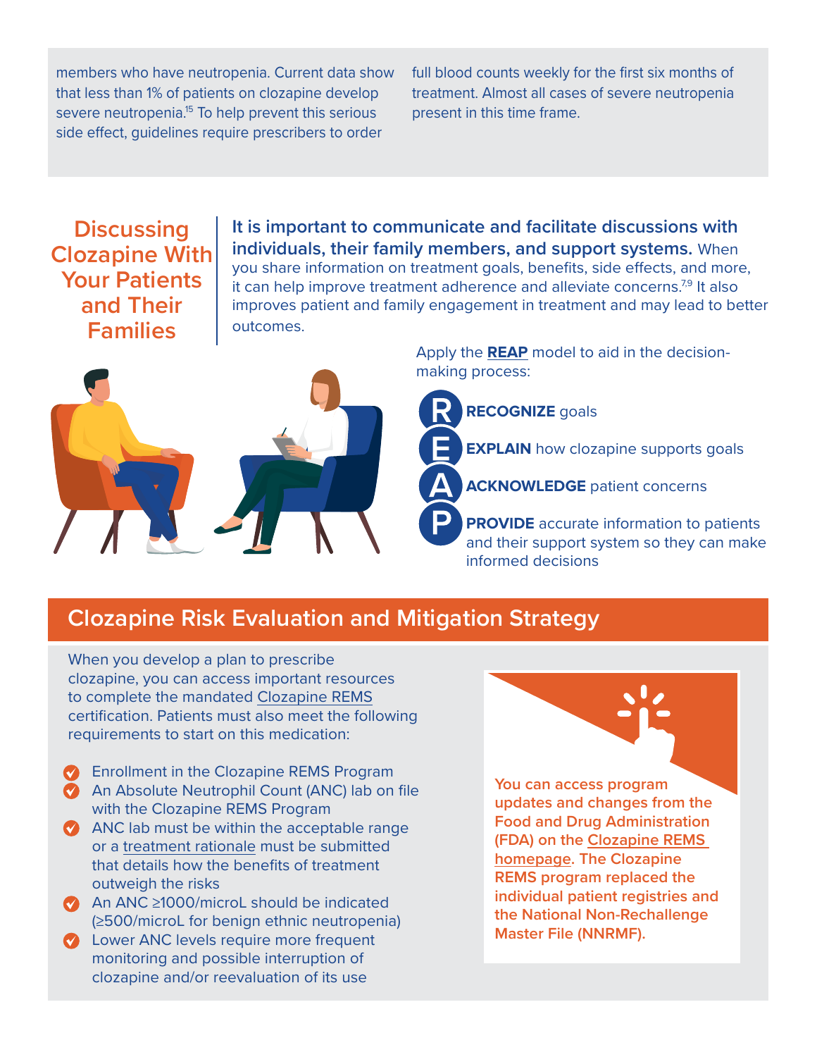members who have neutropenia. Current data show that less than 1% of patients on clozapine develop severe neutropenia.[15] To help prevent this serious side effect, guidelines require prescribers to order full blood counts weekly for the first six months of treatment. Almost all cases of severe neutropenia present in this time frame.

## Discussing Clozapine With Your Patients and Their Families

**It is important to communicate and facilitate discussions with individuals, their family members, and support systems.** When you share information on treatment goals, benefits, side effects, and more, it can help improve treatment adherence and alleviate concerns.[7,9] It also improves patient and family engagement in treatment and may lead to better outcomes.

Apply the **REAP** model to aid in the decision-making process:

- **R** — **RECOGNIZE** goals
- **E** — **EXPLAIN** how clozapine supports goals
- **A** — **ACKNOWLEDGE** patient concerns
- **P** — **PROVIDE** accurate information to patients and their support system so they can make informed decisions

## Clozapine Risk Evaluation and Mitigation Strategy

When you develop a plan to prescribe clozapine, you can access important resources to complete the mandated Clozapine REMS certification. Patients must also meet the following requirements to start on this medication:

- Enrollment in the Clozapine REMS Program
- An Absolute Neutrophil Count (ANC) lab on file with the Clozapine REMS Program
- ANC lab must be within the acceptable range or a treatment rationale must be submitted that details how the benefits of treatment outweigh the risks
- An ANC ≥1000/microL should be indicated (≥500/microL for benign ethnic neutropenia)
- Lower ANC levels require more frequent monitoring and possible interruption of clozapine and/or reevaluation of its use

**You can access program updates and changes from the Food and Drug Administration (FDA) on the Clozapine REMS homepage. The Clozapine REMS program replaced the individual patient registries and the National Non-Rechallenge Master File (NNRMF).**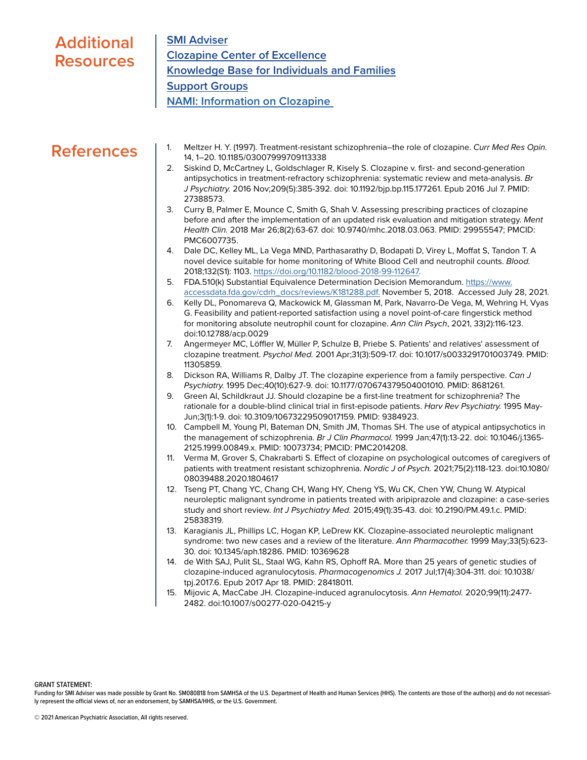## Additional Resources

[SMI Adviser]()
[Clozapine Center of Excellence]()
[Knowledge Base for Individuals and Families]()
[Support Groups]()
[NAMI: Information on Clozapine]()

## References

1. Meltzer H. Y. (1997). Treatment-resistant schizophrenia–the role of clozapine. *Curr Med Res Opin.* 14, 1–20. 10.1185/03007999709113338
2. Siskind D, McCartney L, Goldschlager R, Kisely S. Clozapine v. first- and second-generation antipsychotics in treatment-refractory schizophrenia: systematic review and meta-analysis. *Br J Psychiatry.* 2016 Nov;209(5):385-392. doi: 10.1192/bjp.bp.115.177261. Epub 2016 Jul 7. PMID: 27388573.
3. Curry B, Palmer E, Mounce C, Smith G, Shah V. Assessing prescribing practices of clozapine before and after the implementation of an updated risk evaluation and mitigation strategy. *Ment Health Clin.* 2018 Mar 26;8(2):63-67. doi: 10.9740/mhc.2018.03.063. PMID: 29955547; PMCID: PMC6007735.
4. Dale DC, Kelley ML, La Vega MND, Parthasarathy D, Bodapati D, Virey L, Moffat S, Tandon T. A novel device suitable for home monitoring of White Blood Cell and neutrophil counts. *Blood.* 2018;132(S1): 1103. https://doi.org/10.1182/blood-2018-99-112647.
5. FDA.510(k) Substantial Equivalence Determination Decision Memorandum. https://www.accessdata.fda.gov/cdrh_docs/reviews/K181288.pdf. November 5, 2018. Accessed July 28, 2021.
6. Kelly DL, Ponomareva Q, Mackowick M, Glassman M, Park, Navarro-De Vega, M, Wehring H, Vyas G. Feasibility and patient-reported satisfaction using a novel point-of-care fingerstick method for monitoring absolute neutrophil count for clozapine. *Ann Clin Psych*, 2021, 33)2):116-123. doi:10.12788/acp.0029
7. Angermeyer MC, Löffler W, Müller P, Schulze B, Priebe S. Patients' and relatives' assessment of clozapine treatment. *Psychol Med.* 2001 Apr;31(3):509-17. doi: 10.1017/s0033291701003749. PMID: 11305859.
8. Dickson RA, Williams R, Dalby JT. The clozapine experience from a family perspective. *Can J Psychiatry.* 1995 Dec;40(10):627-9. doi: 10.1177/070674379504001010. PMID: 8681261.
9. Green AI, Schildkraut JJ. Should clozapine be a first-line treatment for schizophrenia? The rationale for a double-blind clinical trial in first-episode patients. *Harv Rev Psychiatry.* 1995 May-Jun;3(1):1-9. doi: 10.3109/10673229509017159. PMID: 9384923.
10. Campbell M, Young PI, Bateman DN, Smith JM, Thomas SH. The use of atypical antipsychotics in the management of schizophrenia. *Br J Clin Pharmacol.* 1999 Jan;47(1):13-22. doi: 10.1046/j.1365-2125.1999.00849.x. PMID: 10073734; PMCID: PMC2014208.
11. Verma M, Grover S, Chakrabarti S. Effect of clozapine on psychological outcomes of caregivers of patients with treatment resistant schizophrenia. *Nordic J of Psych.* 2021;75(2):118-123. doi:10.1080/08039488.2020.1804617
12. Tseng PT, Chang YC, Chang CH, Wang HY, Cheng YS, Wu CK, Chen YW, Chung W. Atypical neuroleptic malignant syndrome in patients treated with aripiprazole and clozapine: a case-series study and short review. *Int J Psychiatry Med.* 2015;49(1):35-43. doi: 10.2190/PM.49.1.c. PMID: 25838319.
13. Karagianis JL, Phillips LC, Hogan KP, LeDrew KK. Clozapine-associated neuroleptic malignant syndrome: two new cases and a review of the literature. *Ann Pharmacother.* 1999 May;33(5):623-30. doi: 10.1345/aph.18286. PMID: 10369628
14. de With SAJ, Pulit SL, Staal WG, Kahn RS, Ophoff RA. More than 25 years of genetic studies of clozapine-induced agranulocytosis. *Pharmacogenomics J.* 2017 Jul;17(4):304-311. doi: 10.1038/tpj.2017.6. Epub 2017 Apr 18. PMID: 28418011.
15. Mijovic A, MacCabe JH. Clozapine-induced agranulocytosis. *Ann Hematol.* 2020;99(11):2477-2482. doi:10.1007/s00277-020-04215-y

GRANT STATEMENT:
Funding for SMI Adviser was made possible by Grant No. SM080818 from SAMHSA of the U.S. Department of Health and Human Services (HHS). The contents are those of the author(s) and do not necessarily represent the official views of, nor an endorsement, by SAMHSA/HHS, or the U.S. Government.

© 2021 American Psychiatric Association, All rights reserved.